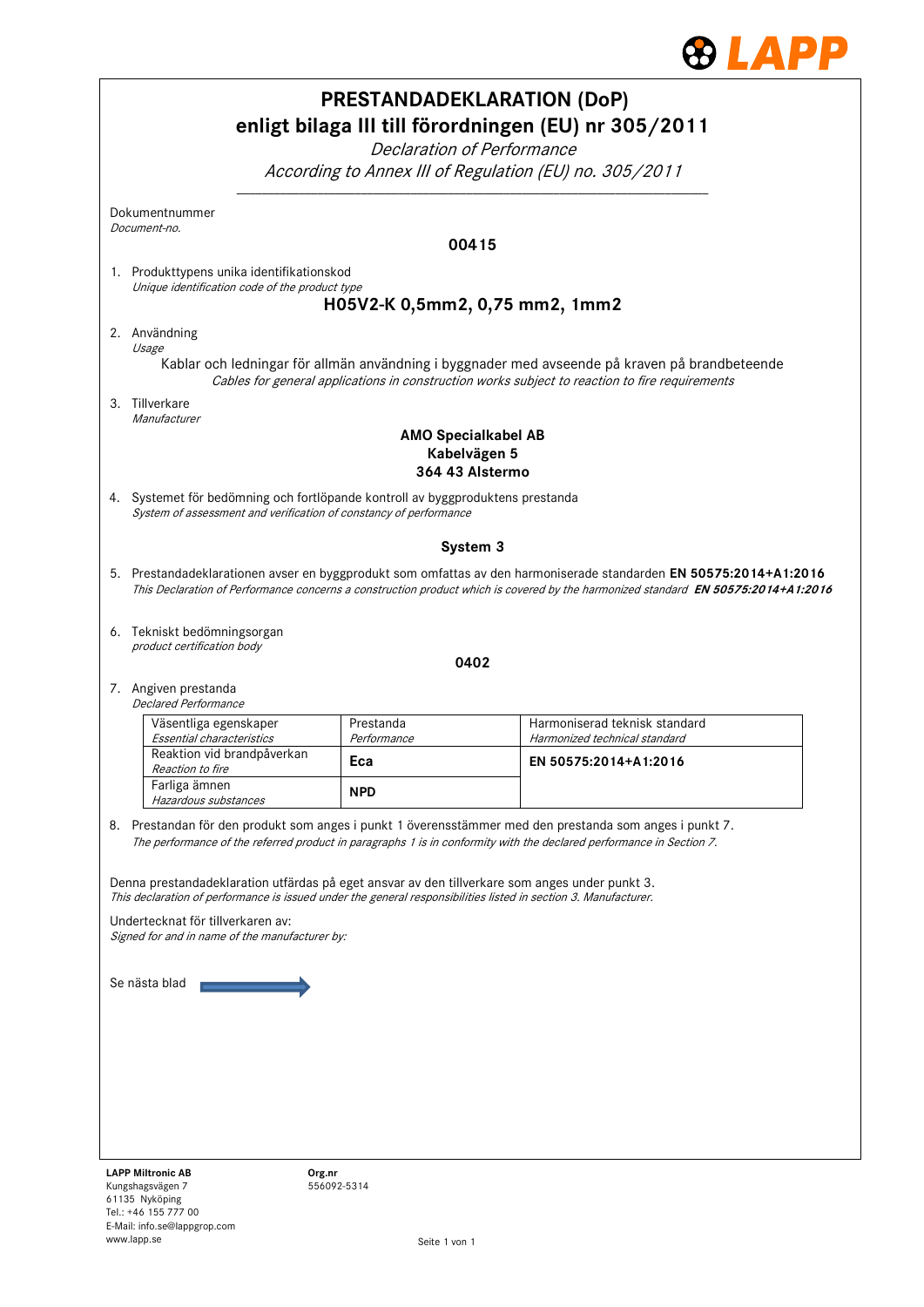# PRESTANDADEKLARATION (DoP)
## enligt bilaga III till förordningen (EU) nr 305/2011

*Declaration of Performance*

*According to Annex III of Regulation (EU) no. 305/2011*

Dokumentnummer
*Document-no.*

**00415**

1. Produkttypens unika identifikationskod
   *Unique identification code of the product type*

   **H05V2-K 0,5mm2, 0,75 mm2, 1mm2**

2. Användning
   *Usage*

   Kablar och ledningar för allmän användning i byggnader med avseende på kraven på brandbeteende
   *Cables for general applications in construction works subject to reaction to fire requirements*

3. Tillverkare
   *Manufacturer*

   **AMO Specialkabel AB**
   **Kabelvägen 5**
   **364 43 Alstermo**

4. Systemet för bedömning och fortlöpande kontroll av byggproduktens prestanda
   *System of assessment and verification of constancy of performance*

   **System 3**

5. Prestandadeklarationen avser en byggprodukt som omfattas av den harmoniserade standarden **EN 50575:2014+A1:2016**
   *This Declaration of Performance concerns a construction product which is covered by the harmonized standard* ***EN 50575:2014+A1:2016***

6. Tekniskt bedömningsorgan
   *product certification body*

   **0402**

7. Angiven prestanda
   *Declared Performance*

| Väsentliga egenskaper *Essential characteristics* | Prestanda *Performance* | Harmoniserad teknisk standard *Harmonized technical standard* |
|---|---|---|
| Reaktion vid brandpåverkan *Reaction to fire* | **Eca** | **EN 50575:2014+A1:2016** |
| Farliga ämnen *Hazardous substances* | **NPD** | |

8. Prestandan för den produkt som anges i punkt 1 överensstämmer med den prestanda som anges i punkt 7.
   *The performance of the referred product in paragraphs 1 is in conformity with the declared performance in Section 7.*

Denna prestandadeklaration utfärdas på eget ansvar av den tillverkare som anges under punkt 3.
*This declaration of performance is issued under the general responsibilities listed in section 3. Manufacturer.*

Undertecknat för tillverkaren av:
*Signed for and in name of the manufacturer by:*

Se nästa blad →

**LAPP Miltronic AB**
Kungshagsvägen 7
61135 Nyköping
Tel.: +46 155 777 00
E-Mail: info.se@lappgrop.com
www.lapp.se

**Org.nr**
556092-5314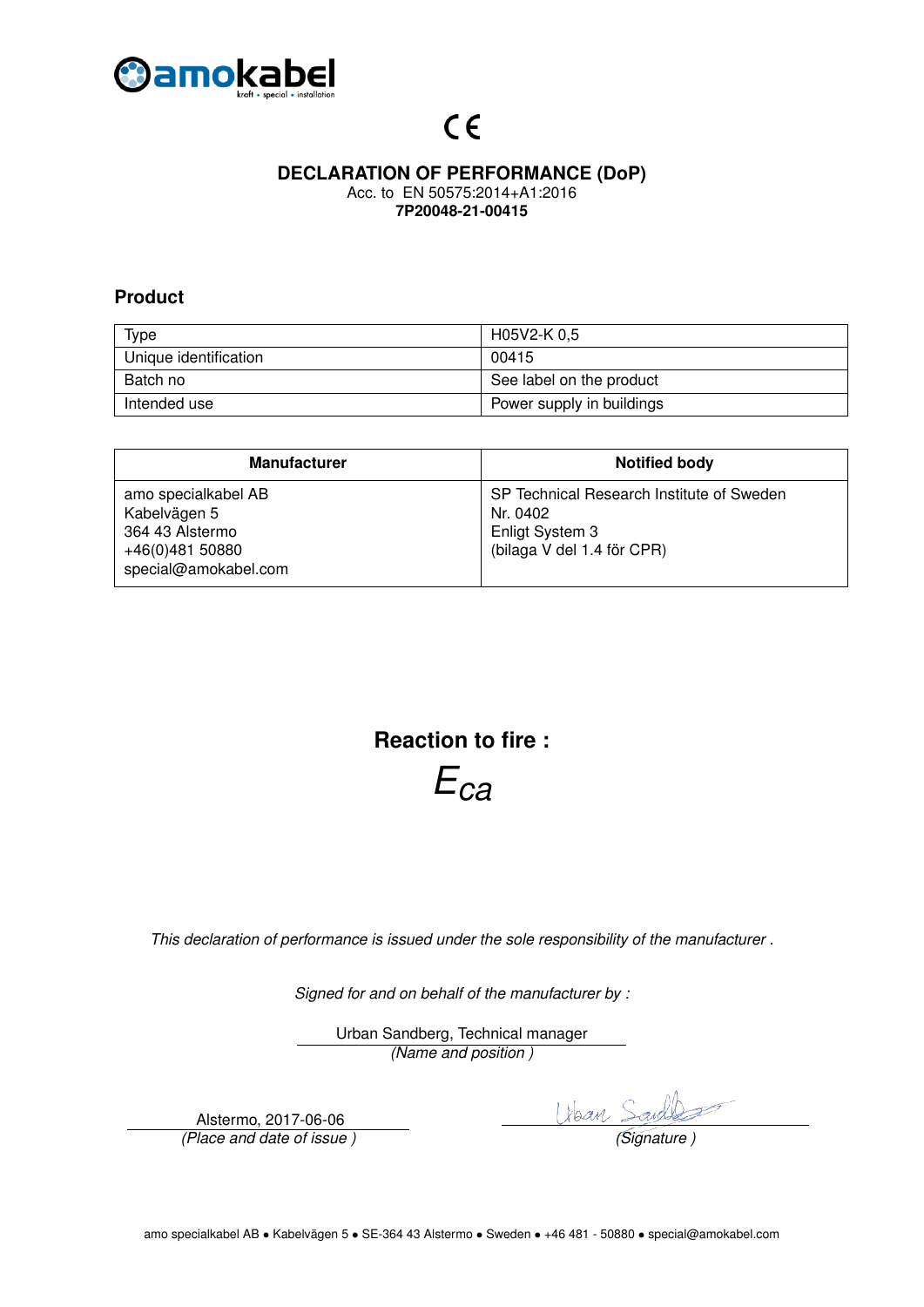CE

# DECLARATION OF PERFORMANCE (DoP)

Acc. to EN 50575:2014+A1:2016

**7P20048-21-00415**

## Product

| Type | H05V2-K 0,5 |
|---|---|
| Unique identification | 00415 |
| Batch no | See label on the product |
| Intended use | Power supply in buildings |

| Manufacturer | Notified body |
|---|---|
| amo specialkabel AB<br>Kabelvägen 5<br>364 43 Alstermo<br>+46(0)481 50880<br>special@amokabel.com | SP Technical Research Institute of Sweden<br>Nr. 0402<br>Enligt System 3<br>(bilaga V del 1.4 för CPR) |

## Reaction to fire :

$E_{ca}$

*This declaration of performance is issued under the sole responsibility of the manufacturer .*

*Signed for and on behalf of the manufacturer by :*

Urban Sandberg, Technical manager
*(Name and position )*

Alstermo, 2017-06-06
*(Place and date of issue )*

*(Signature )*

amo specialkabel AB • Kabelvägen 5 • SE-364 43 Alstermo • Sweden • +46 481 - 50880 • special@amokabel.com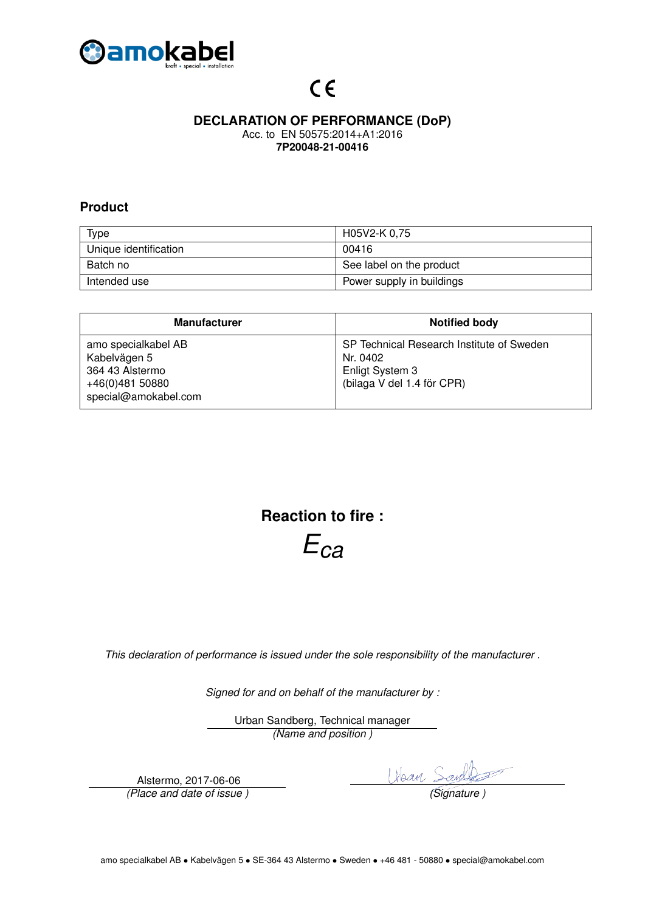CE

# DECLARATION OF PERFORMANCE (DoP)

Acc. to EN 50575:2014+A1:2016

**7P20048-21-00416**

## Product

| Type | H05V2-K 0,75 |
|---|---|
| Unique identification | 00416 |
| Batch no | See label on the product |
| Intended use | Power supply in buildings |

| Manufacturer | Notified body |
|---|---|
| amo specialkabel AB<br>Kabelvägen 5<br>364 43 Alstermo<br>+46(0)481 50880<br>special@amokabel.com | SP Technical Research Institute of Sweden<br>Nr. 0402<br>Enligt System 3<br>(bilaga V del 1.4 för CPR) |

## Reaction to fire :

$E_{ca}$

*This declaration of performance is issued under the sole responsibility of the manufacturer .*

*Signed for and on behalf of the manufacturer by :*

Urban Sandberg, Technical manager
*(Name and position )*

Alstermo, 2017-06-06
*(Place and date of issue )*

*(Signature )*

amo specialkabel AB • Kabelvägen 5 • SE-364 43 Alstermo • Sweden • +46 481 - 50880 • special@amokabel.com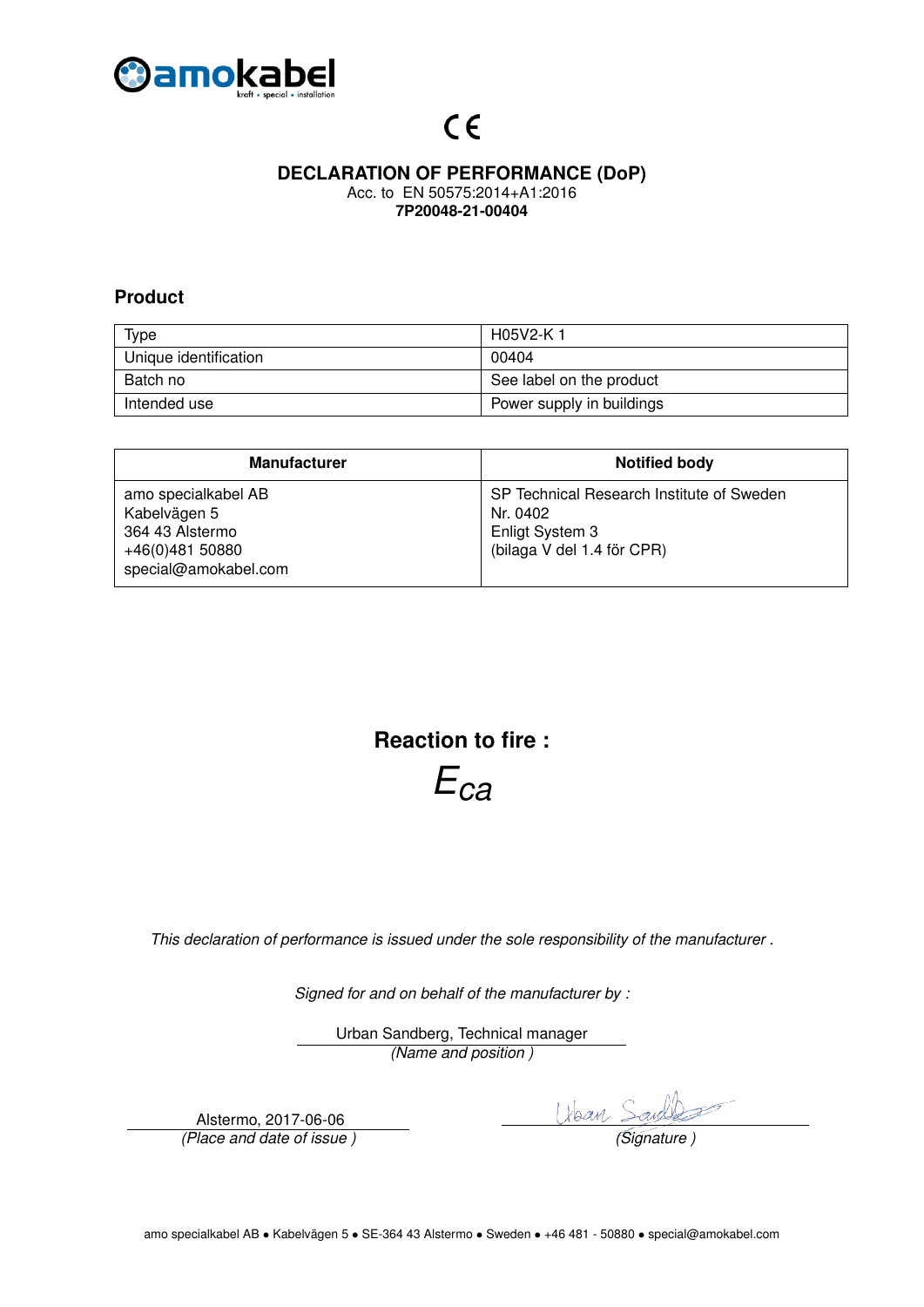CE

# DECLARATION OF PERFORMANCE (DoP)

Acc. to EN 50575:2014+A1:2016

**7P20048-21-00404**

## Product

| | |
|---|---|
| Type | H05V2-K 1 |
| Unique identification | 00404 |
| Batch no | See label on the product |
| Intended use | Power supply in buildings |

| Manufacturer | Notified body |
|---|---|
| amo specialkabel AB<br>Kabelvägen 5<br>364 43 Alstermo<br>+46(0)481 50880<br>special@amokabel.com | SP Technical Research Institute of Sweden<br>Nr. 0402<br>Enligt System 3<br>(bilaga V del 1.4 för CPR) |

## Reaction to fire :

$E_{ca}$

*This declaration of performance is issued under the sole responsibility of the manufacturer .*

*Signed for and on behalf of the manufacturer by :*

Urban Sandberg, Technical manager

*(Name and position )*

Alstermo, 2017-06-06

*(Place and date of issue )*

*(Signature )*

amo specialkabel AB • Kabelvägen 5 • SE-364 43 Alstermo • Sweden • +46 481 - 50880 • special@amokabel.com